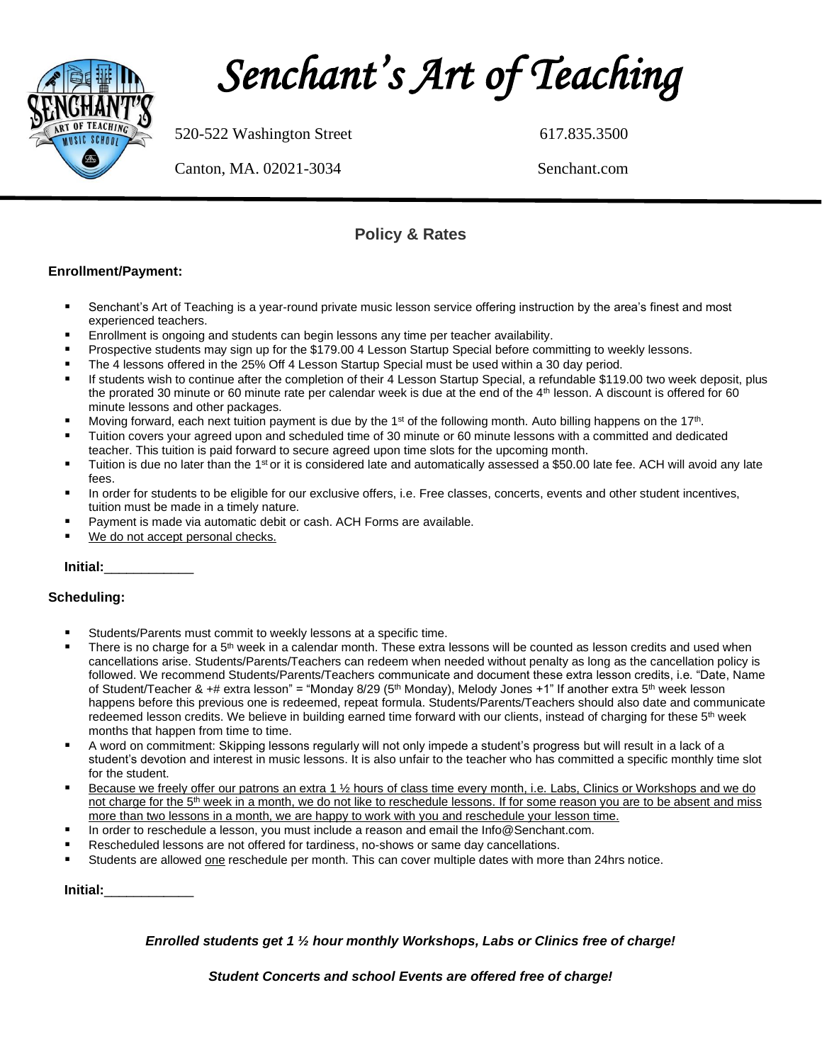# Senchant's Art of Teaching

520-522 Washington Street 617.835.3500

Canton, MA. 02021-3034 Senchant.com

## Policy & Rates

### Enrollment/Payment:

- Senchant's Art of Teaching is a year-round private music lesson service offering instruction by the area's finest and most experienced teachers.
- Enrollment is ongoing and students can begin lessons any time per teacher availability.
- Prospective students may sign up for the $179.00 4 Lesson Startup Special before committing to weekly lessons.
- The 4 lessons offered in the 25% Off 4 Lesson Startup Special must be used within a 30 day period.
- If students wish to continue after the completion of their 4 Lesson Startup Special, a refundable $119.00 two week deposit, plus the prorated 30 minute or 60 minute rate per calendar week is due at the end of the 4th lesson. A discount is offered for 60 minute lessons and other packages.
- Moving forward, each next tuition payment is due by the 1st of the following month. Auto billing happens on the 17th.
- Tuition covers your agreed upon and scheduled time of 30 minute or 60 minute lessons with a committed and dedicated teacher. This tuition is paid forward to secure agreed upon time slots for the upcoming month.
- Tuition is due no later than the 1st or it is considered late and automatically assessed a $50.00 late fee. ACH will avoid any late fees.
- In order for students to be eligible for our exclusive offers, i.e. Free classes, concerts, events and other student incentives, tuition must be made in a timely nature.
- Payment is made via automatic debit or cash. ACH Forms are available.
- <u>We do not accept personal checks.</u>

**Initial:**____________

### Scheduling:

- Students/Parents must commit to weekly lessons at a specific time.
- There is no charge for a 5th week in a calendar month. These extra lessons will be counted as lesson credits and used when cancellations arise. Students/Parents/Teachers can redeem when needed without penalty as long as the cancellation policy is followed. We recommend Students/Parents/Teachers communicate and document these extra lesson credits, i.e. "Date, Name of Student/Teacher & +# extra lesson" = "Monday 8/29 (5th Monday), Melody Jones +1" If another extra 5th week lesson happens before this previous one is redeemed, repeat formula. Students/Parents/Teachers should also date and communicate redeemed lesson credits. We believe in building earned time forward with our clients, instead of charging for these 5th week months that happen from time to time.
- A word on commitment: Skipping lessons regularly will not only impede a student's progress but will result in a lack of a student's devotion and interest in music lessons. It is also unfair to the teacher who has committed a specific monthly time slot for the student.
- <u>Because we freely offer our patrons an extra 1 ½ hours of class time every month, i.e. Labs, Clinics or Workshops and we do not charge for the 5th week in a month, we do not like to reschedule lessons. If for some reason you are to be absent and miss more than two lessons in a month, we are happy to work with you and reschedule your lesson time.</u>
- In order to reschedule a lesson, you must include a reason and email the Info@Senchant.com.
- Rescheduled lessons are not offered for tardiness, no-shows or same day cancellations.
- Students are allowed <u>one</u> reschedule per month. This can cover multiple dates with more than 24hrs notice.

**Initial:**____________

***Enrolled students get 1 ½ hour monthly Workshops, Labs or Clinics free of charge!***

***Student Concerts and school Events are offered free of charge!***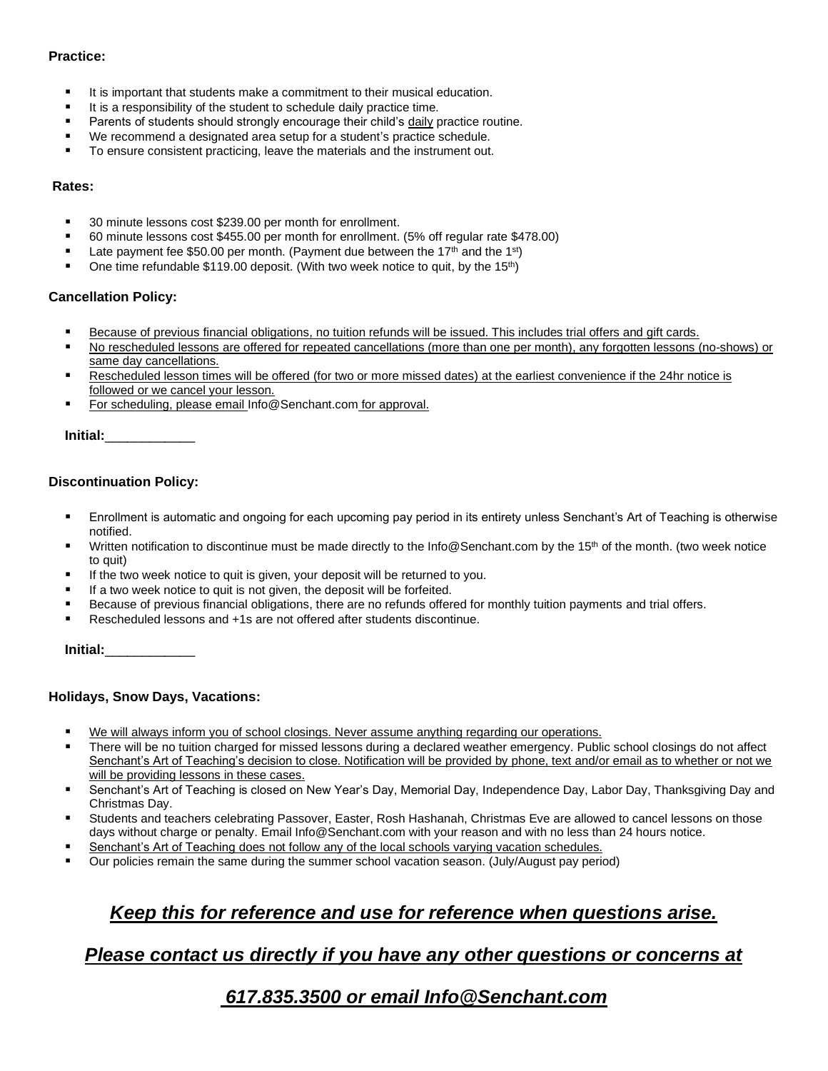**Practice:**

- It is important that students make a commitment to their musical education.
- It is a responsibility of the student to schedule daily practice time.
- Parents of students should strongly encourage their child's daily practice routine.
- We recommend a designated area setup for a student's practice schedule.
- To ensure consistent practicing, leave the materials and the instrument out.

**Rates:**

- 30 minute lessons cost $239.00 per month for enrollment.
- 60 minute lessons cost $455.00 per month for enrollment. (5% off regular rate $478.00)
- Late payment fee $50.00 per month. (Payment due between the 17th and the 1st)
- One time refundable $119.00 deposit. (With two week notice to quit, by the 15th)

**Cancellation Policy:**

- Because of previous financial obligations, no tuition refunds will be issued. This includes trial offers and gift cards.
- No rescheduled lessons are offered for repeated cancellations (more than one per month), any forgotten lessons (no-shows) or same day cancellations.
- Rescheduled lesson times will be offered (for two or more missed dates) at the earliest convenience if the 24hr notice is followed or we cancel your lesson.
- For scheduling, please email Info@Senchant.com for approval.

**Initial:**\_\_\_\_\_\_\_\_\_\_\_\_

**Discontinuation Policy:**

- Enrollment is automatic and ongoing for each upcoming pay period in its entirety unless Senchant's Art of Teaching is otherwise notified.
- Written notification to discontinue must be made directly to the Info@Senchant.com by the 15th of the month. (two week notice to quit)
- If the two week notice to quit is given, your deposit will be returned to you.
- If a two week notice to quit is not given, the deposit will be forfeited.
- Because of previous financial obligations, there are no refunds offered for monthly tuition payments and trial offers.
- Rescheduled lessons and +1s are not offered after students discontinue.

**Initial:**\_\_\_\_\_\_\_\_\_\_\_\_

**Holidays, Snow Days, Vacations:**

- We will always inform you of school closings. Never assume anything regarding our operations.
- There will be no tuition charged for missed lessons during a declared weather emergency. Public school closings do not affect Senchant's Art of Teaching's decision to close. Notification will be provided by phone, text and/or email as to whether or not we will be providing lessons in these cases.
- Senchant's Art of Teaching is closed on New Year's Day, Memorial Day, Independence Day, Labor Day, Thanksgiving Day and Christmas Day.
- Students and teachers celebrating Passover, Easter, Rosh Hashanah, Christmas Eve are allowed to cancel lessons on those days without charge or penalty. Email Info@Senchant.com with your reason and with no less than 24 hours notice.
- Senchant's Art of Teaching does not follow any of the local schools varying vacation schedules.
- Our policies remain the same during the summer school vacation season. (July/August pay period)

***Keep this for reference and use for reference when questions arise.***

***Please contact us directly if you have any other questions or concerns at***

***617.835.3500 or email Info@Senchant.com***